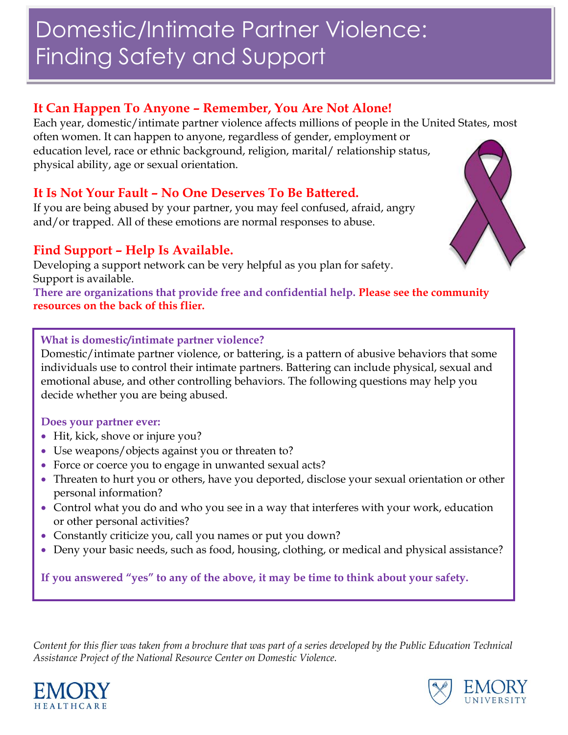# Domestic/Intimate Partner Violence: Finding Safety and Support

## It Can Happen To Anyone – Remember, You Are Not Alone!

Each year, domestic/intimate partner violence affects millions of people in the United States, most often women. It can happen to anyone, regardless of gender, employment or education level, race or ethnic background, religion, marital/ relationship status, physical ability, age or sexual orientation.

## It Is Not Your Fault – No One Deserves To Be Battered.

If you are being abused by your partner, you may feel confused, afraid, angry and/or trapped. All of these emotions are normal responses to abuse.

## Find Support – Help Is Available.

Developing a support network can be very helpful as you plan for safety. Support is available.

**There are organizations that provide free and confidential help. Please see the community resources on the back of this flier.**

### What is domestic/intimate partner violence?

Domestic/intimate partner violence, or battering, is a pattern of abusive behaviors that some individuals use to control their intimate partners. Battering can include physical, sexual and emotional abuse, and other controlling behaviors. The following questions may help you decide whether you are being abused.

**Does your partner ever:**

- Hit, kick, shove or injure you?
- Use weapons/objects against you or threaten to?
- Force or coerce you to engage in unwanted sexual acts?
- Threaten to hurt you or others, have you deported, disclose your sexual orientation or other personal information?
- Control what you do and who you see in a way that interferes with your work, education or other personal activities?
- Constantly criticize you, call you names or put you down?
- Deny your basic needs, such as food, housing, clothing, or medical and physical assistance?

**If you answered "yes" to any of the above, it may be time to think about your safety.**

*Content for this flier was taken from a brochure that was part of a series developed by the Public Education Technical Assistance Project of the National Resource Center on Domestic Violence.*

EMORY HEALTHCARE

EMORY UNIVERSITY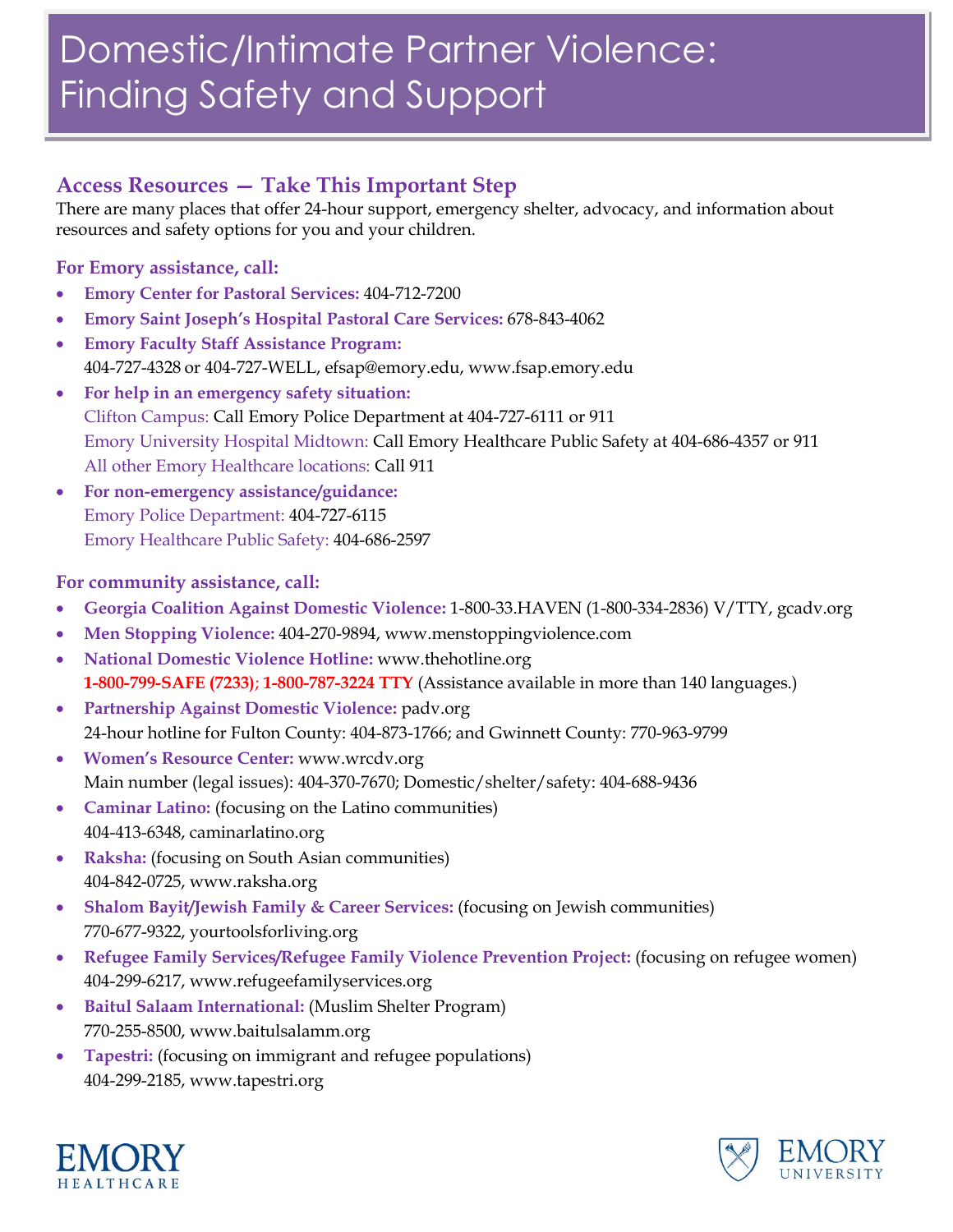# Domestic/Intimate Partner Violence: Finding Safety and Support

## Access Resources — Take This Important Step

There are many places that offer 24-hour support, emergency shelter, advocacy, and information about resources and safety options for you and your children.

### For Emory assistance, call:

- **Emory Center for Pastoral Services:** 404-712-7200
- **Emory Saint Joseph's Hospital Pastoral Care Services:** 678-843-4062
- **Emory Faculty Staff Assistance Program:**
  404-727-4328 or 404-727-WELL, efsap@emory.edu, www.fsap.emory.edu
- **For help in an emergency safety situation:**
  Clifton Campus: Call Emory Police Department at 404-727-6111 or 911
  Emory University Hospital Midtown: Call Emory Healthcare Public Safety at 404-686-4357 or 911
  All other Emory Healthcare locations: Call 911
- **For non-emergency assistance/guidance:**
  Emory Police Department: 404-727-6115
  Emory Healthcare Public Safety: 404-686-2597

### For community assistance, call:

- **Georgia Coalition Against Domestic Violence:** 1-800-33.HAVEN (1-800-334-2836) V/TTY, gcadv.org
- **Men Stopping Violence:** 404-270-9894, www.menstoppingviolence.com
- **National Domestic Violence Hotline:** www.thehotline.org
  **1-800-799-SAFE (7233)**; **1-800-787-3224 TTY** (Assistance available in more than 140 languages.)
- **Partnership Against Domestic Violence:** padv.org
  24-hour hotline for Fulton County: 404-873-1766; and Gwinnett County: 770-963-9799
- **Women's Resource Center:** www.wrcdv.org
  Main number (legal issues): 404-370-7670; Domestic/shelter/safety: 404-688-9436
- **Caminar Latino:** (focusing on the Latino communities)
  404-413-6348, caminarlatino.org
- **Raksha:** (focusing on South Asian communities)
  404-842-0725, www.raksha.org
- **Shalom Bayit/Jewish Family & Career Services:** (focusing on Jewish communities)
  770-677-9322, yourtoolsforliving.org
- **Refugee Family Services/Refugee Family Violence Prevention Project:** (focusing on refugee women)
  404-299-6217, www.refugeefamilyservices.org
- **Baitul Salaam International:** (Muslim Shelter Program)
  770-255-8500, www.baitulsalamm.org
- **Tapestri:** (focusing on immigrant and refugee populations)
  404-299-2185, www.tapestri.org

EMORY HEALTHCARE

EMORY UNIVERSITY